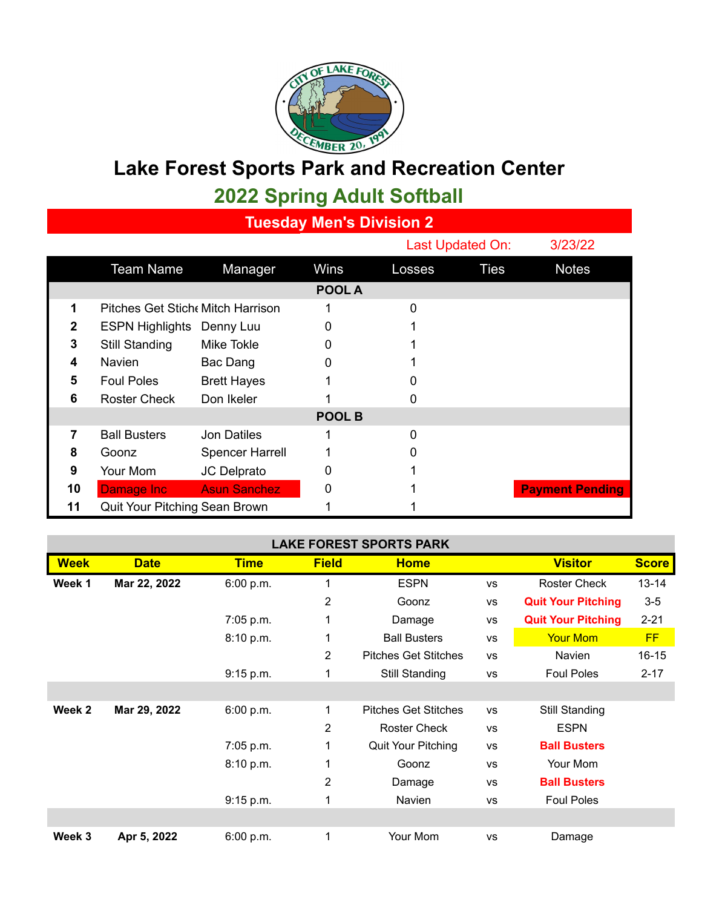# Lake Forest Sports Park and Recreation Center

## 2022 Spring Adult Softball

### Tuesday Men's Division 2

Last Updated On: 3/23/22

| | Team Name | Manager | Wins | Losses | Ties | Notes |
|---|---|---|---|---|---|---|
| | | | **POOL A** | | | |
| **1** | Pitches Get Stiche | Mitch Harrison | 1 | 0 | | |
| **2** | ESPN Highlights | Denny Luu | 0 | 1 | | |
| **3** | Still Standing | Mike Tokle | 0 | 1 | | |
| **4** | Navien | Bac Dang | 0 | 1 | | |
| **5** | Foul Poles | Brett Hayes | 1 | 0 | | |
| **6** | Roster Check | Don Ikeler | 1 | 0 | | |
| | | | **POOL B** | | | |
| **7** | Ball Busters | Jon Datiles | 1 | 0 | | |
| **8** | Goonz | Spencer Harrell | 1 | 0 | | |
| **9** | Your Mom | JC Delprato | 0 | 1 | | |
| **10** | Damage Inc | Asun Sanchez | 0 | 1 | | **Payment Pending** |
| **11** | Quit Your Pitching | Sean Brown | 1 | 1 | | |

**LAKE FOREST SPORTS PARK**

| Week | Date | Time | Field | Home | | Visitor | Score |
|---|---|---|---|---|---|---|---|
| **Week 1** | **Mar 22, 2022** | 6:00 p.m. | 1 | ESPN | vs | Roster Check | 13-14 |
| | | | 2 | Goonz | vs | **Quit Your Pitching** | 3-5 |
| | | 7:05 p.m. | 1 | Damage | vs | **Quit Your Pitching** | 2-21 |
| | | 8:10 p.m. | 1 | Ball Busters | vs | Your Mom | FF |
| | | | 2 | Pitches Get Stitches | vs | Navien | 16-15 |
| | | 9:15 p.m. | 1 | Still Standing | vs | Foul Poles | 2-17 |
| | | | | | | | |
| **Week 2** | **Mar 29, 2022** | 6:00 p.m. | 1 | Pitches Get Stitches | vs | Still Standing | |
| | | | 2 | Roster Check | vs | ESPN | |
| | | 7:05 p.m. | 1 | Quit Your Pitching | vs | **Ball Busters** | |
| | | 8:10 p.m. | 1 | Goonz | vs | Your Mom | |
| | | | 2 | Damage | vs | **Ball Busters** | |
| | | 9:15 p.m. | 1 | Navien | vs | Foul Poles | |
| | | | | | | | |
| **Week 3** | **Apr 5, 2022** | 6:00 p.m. | 1 | Your Mom | vs | Damage | |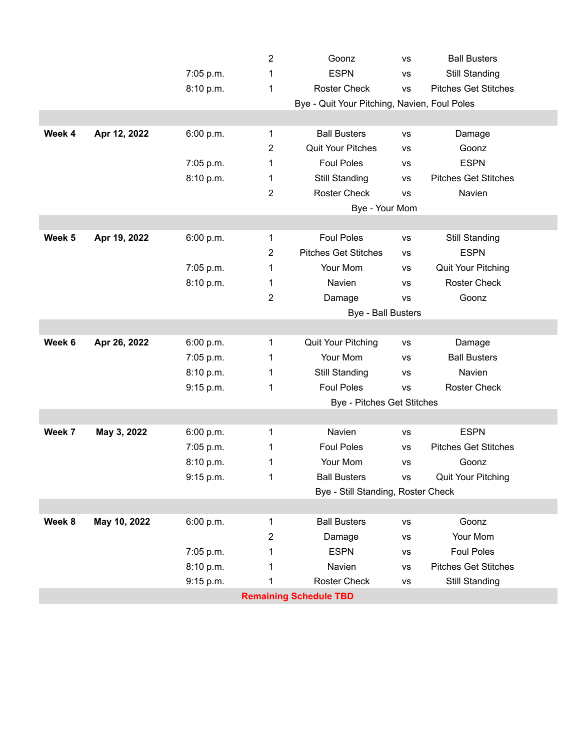| | | | | | | |
|---|---|---|---|---|---|---|
| | | | 2 | Goonz | vs | Ball Busters |
| | | 7:05 p.m. | 1 | ESPN | vs | Still Standing |
| | | 8:10 p.m. | 1 | Roster Check | vs | Pitches Get Stitches |
| | | | | Bye - Quit Your Pitching, Navien, Foul Poles | | |
| | | | | | | |
| **Week 4** | **Apr 12, 2022** | 6:00 p.m. | 1 | Ball Busters | vs | Damage |
| | | | 2 | Quit Your Pitches | vs | Goonz |
| | | 7:05 p.m. | 1 | Foul Poles | vs | ESPN |
| | | 8:10 p.m. | 1 | Still Standing | vs | Pitches Get Stitches |
| | | | 2 | Roster Check | vs | Navien |
| | | | | Bye - Your Mom | | |
| | | | | | | |
| **Week 5** | **Apr 19, 2022** | 6:00 p.m. | 1 | Foul Poles | vs | Still Standing |
| | | | 2 | Pitches Get Stitches | vs | ESPN |
| | | 7:05 p.m. | 1 | Your Mom | vs | Quit Your Pitching |
| | | 8:10 p.m. | 1 | Navien | vs | Roster Check |
| | | | 2 | Damage | vs | Goonz |
| | | | | Bye - Ball Busters | | |
| | | | | | | |
| **Week 6** | **Apr 26, 2022** | 6:00 p.m. | 1 | Quit Your Pitching | vs | Damage |
| | | 7:05 p.m. | 1 | Your Mom | vs | Ball Busters |
| | | 8:10 p.m. | 1 | Still Standing | vs | Navien |
| | | 9:15 p.m. | 1 | Foul Poles | vs | Roster Check |
| | | | | Bye - Pitches Get Stitches | | |
| | | | | | | |
| **Week 7** | **May 3, 2022** | 6:00 p.m. | 1 | Navien | vs | ESPN |
| | | 7:05 p.m. | 1 | Foul Poles | vs | Pitches Get Stitches |
| | | 8:10 p.m. | 1 | Your Mom | vs | Goonz |
| | | 9:15 p.m. | 1 | Ball Busters | vs | Quit Your Pitching |
| | | | | Bye - Still Standing, Roster Check | | |
| | | | | | | |
| **Week 8** | **May 10, 2022** | 6:00 p.m. | 1 | Ball Busters | vs | Goonz |
| | | | 2 | Damage | vs | Your Mom |
| | | 7:05 p.m. | 1 | ESPN | vs | Foul Poles |
| | | 8:10 p.m. | 1 | Navien | vs | Pitches Get Stitches |
| | | 9:15 p.m. | 1 | Roster Check | vs | Still Standing |

**Remaining Schedule TBD**